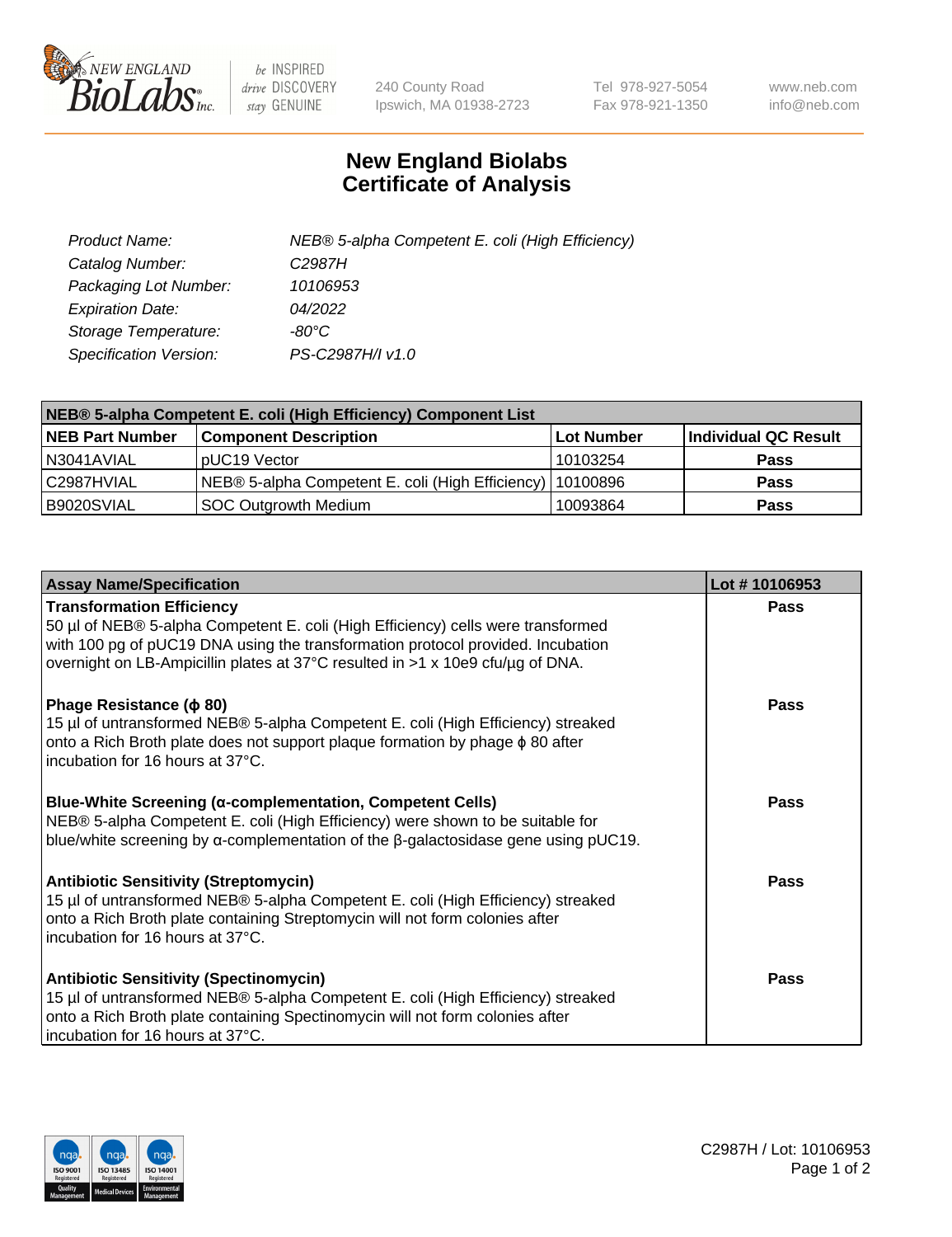# New England Biolabs
# Certificate of Analysis

| | |
|---|---|
| *Product Name:* | *NEB® 5-alpha Competent E. coli (High Efficiency)* |
| *Catalog Number:* | *C2987H* |
| *Packaging Lot Number:* | *10106953* |
| *Expiration Date:* | *04/2022* |
| *Storage Temperature:* | *-80°C* |
| *Specification Version:* | *PS-C2987H/I v1.0* |

| NEB® 5-alpha Competent E. coli (High Efficiency) Component List | | | |
|---|---|---|---|
| **NEB Part Number** | **Component Description** | **Lot Number** | **Individual QC Result** |
| N3041AVIAL | pUC19 Vector | 10103254 | **Pass** |
| C2987HVIAL | NEB® 5-alpha Competent E. coli (High Efficiency) | 10100896 | **Pass** |
| B9020SVIAL | SOC Outgrowth Medium | 10093864 | **Pass** |

| Assay Name/Specification | Lot # 10106953 |
|---|---|
| **Transformation Efficiency**<br>50 µl of NEB® 5-alpha Competent E. coli (High Efficiency) cells were transformed with 100 pg of pUC19 DNA using the transformation protocol provided. Incubation overnight on LB-Ampicillin plates at 37°C resulted in >1 x 10e9 cfu/µg of DNA. | **Pass** |
| **Phage Resistance (ϕ 80)**<br>15 µl of untransformed NEB® 5-alpha Competent E. coli (High Efficiency) streaked onto a Rich Broth plate does not support plaque formation by phage ϕ 80 after incubation for 16 hours at 37°C. | **Pass** |
| **Blue-White Screening (α-complementation, Competent Cells)**<br>NEB® 5-alpha Competent E. coli (High Efficiency) were shown to be suitable for blue/white screening by α-complementation of the β-galactosidase gene using pUC19. | **Pass** |
| **Antibiotic Sensitivity (Streptomycin)**<br>15 µl of untransformed NEB® 5-alpha Competent E. coli (High Efficiency) streaked onto a Rich Broth plate containing Streptomycin will not form colonies after incubation for 16 hours at 37°C. | **Pass** |
| **Antibiotic Sensitivity (Spectinomycin)**<br>15 µl of untransformed NEB® 5-alpha Competent E. coli (High Efficiency) streaked onto a Rich Broth plate containing Spectinomycin will not form colonies after incubation for 16 hours at 37°C. | **Pass** |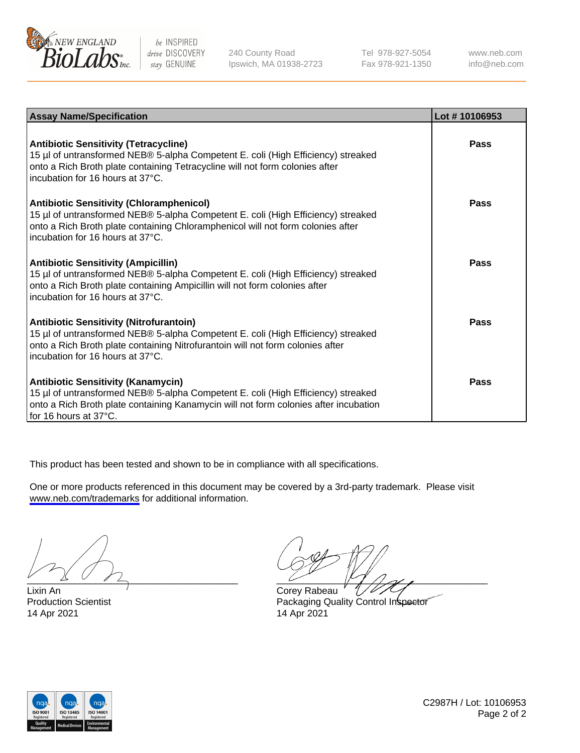| Assay Name/Specification | Lot # 10106953 |
|---|---|
| **Antibiotic Sensitivity (Tetracycline)**<br>15 µl of untransformed NEB® 5-alpha Competent E. coli (High Efficiency) streaked onto a Rich Broth plate containing Tetracycline will not form colonies after incubation for 16 hours at 37°C. | Pass |
| **Antibiotic Sensitivity (Chloramphenicol)**<br>15 µl of untransformed NEB® 5-alpha Competent E. coli (High Efficiency) streaked onto a Rich Broth plate containing Chloramphenicol will not form colonies after incubation for 16 hours at 37°C. | Pass |
| **Antibiotic Sensitivity (Ampicillin)**<br>15 µl of untransformed NEB® 5-alpha Competent E. coli (High Efficiency) streaked onto a Rich Broth plate containing Ampicillin will not form colonies after incubation for 16 hours at 37°C. | Pass |
| **Antibiotic Sensitivity (Nitrofurantoin)**<br>15 µl of untransformed NEB® 5-alpha Competent E. coli (High Efficiency) streaked onto a Rich Broth plate containing Nitrofurantoin will not form colonies after incubation for 16 hours at 37°C. | Pass |
| **Antibiotic Sensitivity (Kanamycin)**<br>15 µl of untransformed NEB® 5-alpha Competent E. coli (High Efficiency) streaked onto a Rich Broth plate containing Kanamycin will not form colonies after incubation for 16 hours at 37°C. | Pass |

This product has been tested and shown to be in compliance with all specifications.

One or more products referenced in this document may be covered by a 3rd-party trademark. Please visit www.neb.com/trademarks for additional information.

Lixin An
Production Scientist
14 Apr 2021

Corey Rabeau
Packaging Quality Control Inspector
14 Apr 2021

C2987H / Lot: 10106953